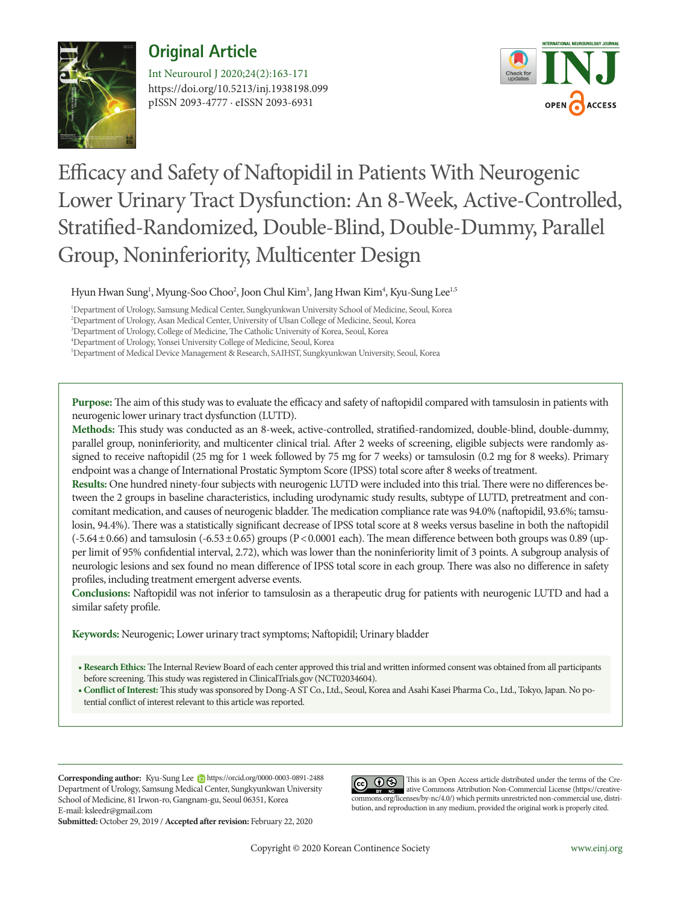Original Article

https://doi.org/10.5213/inj.1938198.099
pISSN 2093-4777 · eISSN 2093-6931

# Efficacy and Safety of Naftopidil in Patients With Neurogenic Lower Urinary Tract Dysfunction: An 8-Week, Active-Controlled, Stratified-Randomized, Double-Blind, Double-Dummy, Parallel Group, Noninferiority, Multicenter Design

Hyun Hwan Sung[1], Myung-Soo Choo[2], Joon Chul Kim[3], Jang Hwan Kim[4], Kyu-Sung Lee[1,5]

[1]Department of Urology, Samsung Medical Center, Sungkyunkwan University School of Medicine, Seoul, Korea
[2]Department of Urology, Asan Medical Center, University of Ulsan College of Medicine, Seoul, Korea
[3]Department of Urology, College of Medicine, The Catholic University of Korea, Seoul, Korea
[4]Department of Urology, Yonsei University College of Medicine, Seoul, Korea
[5]Department of Medical Device Management & Research, SAIHST, Sungkyunkwan University, Seoul, Korea

**Purpose:** The aim of this study was to evaluate the efficacy and safety of naftopidil compared with tamsulosin in patients with neurogenic lower urinary tract dysfunction (LUTD).

**Methods:** This study was conducted as an 8-week, active-controlled, stratified-randomized, double-blind, double-dummy, parallel group, noninferiority, and multicenter clinical trial. After 2 weeks of screening, eligible subjects were randomly assigned to receive naftopidil (25 mg for 1 week followed by 75 mg for 7 weeks) or tamsulosin (0.2 mg for 8 weeks). Primary endpoint was a change of International Prostatic Symptom Score (IPSS) total score after 8 weeks of treatment.

**Results:** One hundred ninety-four subjects with neurogenic LUTD were included into this trial. There were no differences between the 2 groups in baseline characteristics, including urodynamic study results, subtype of LUTD, pretreatment and concomitant medication, and causes of neurogenic bladder. The medication compliance rate was 94.0% (naftopidil, 93.6%; tamsulosin, 94.4%). There was a statistically significant decrease of IPSS total score at 8 weeks versus baseline in both the naftopidil ($-5.64 \pm 0.66$) and tamsulosin ($-6.53 \pm 0.65$) groups ($P < 0.0001$ each). The mean difference between both groups was 0.89 (upper limit of 95% confidential interval, 2.72), which was lower than the noninferiority limit of 3 points. A subgroup analysis of neurologic lesions and sex found no mean difference of IPSS total score in each group. There was also no difference in safety profiles, including treatment emergent adverse events.

**Conclusions:** Naftopidil was not inferior to tamsulosin as a therapeutic drug for patients with neurogenic LUTD and had a similar safety profile.

**Keywords:** Neurogenic; Lower urinary tract symptoms; Naftopidil; Urinary bladder

- **Research Ethics:** The Internal Review Board of each center approved this trial and written informed consent was obtained from all participants before screening. This study was registered in ClinicalTrials.gov (NCT02034604).
- **Conflict of Interest:** This study was sponsored by Dong-A ST Co., Ltd., Seoul, Korea and Asahi Kasei Pharma Co., Ltd., Tokyo, Japan. No potential conflict of interest relevant to this article was reported.

**Corresponding author:** Kyu-Sung Lee https://orcid.org/0000-0003-0891-2488
Department of Urology, Samsung Medical Center, Sungkyunkwan University School of Medicine, 81 Irwon-ro, Gangnam-gu, Seoul 06351, Korea
E-mail: ksleedr@gmail.com
**Submitted:** October 29, 2019 / **Accepted after revision:** February 22, 2020

This is an Open Access article distributed under the terms of the Creative Commons Attribution Non-Commercial License (https://creativecommons.org/licenses/by-nc/4.0/) which permits unrestricted non-commercial use, distribution, and reproduction in any medium, provided the original work is properly cited.

Copyright © 2020 Korean Continence Society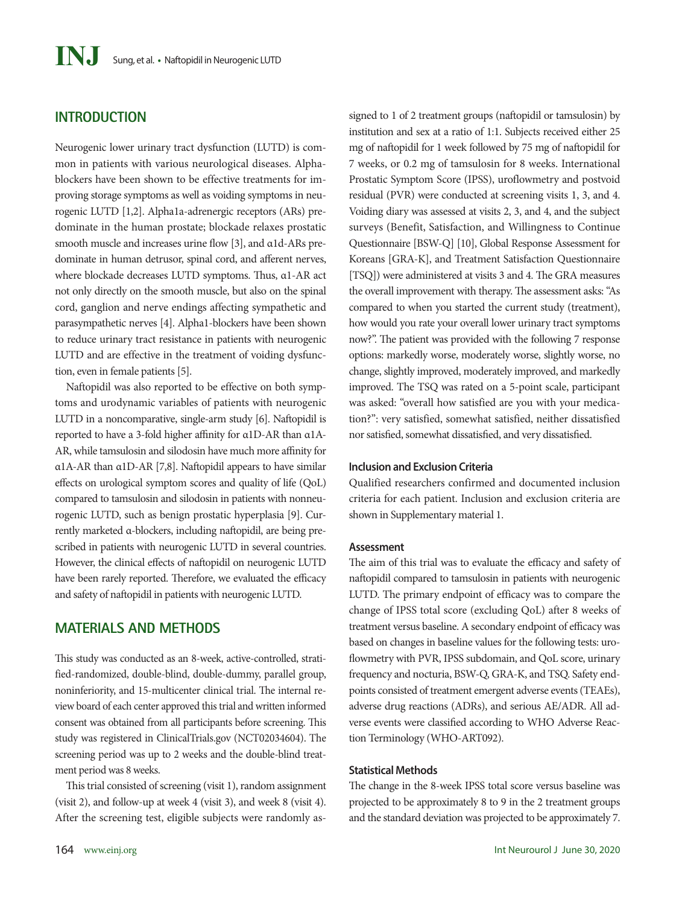## INTRODUCTION

Neurogenic lower urinary tract dysfunction (LUTD) is common in patients with various neurological diseases. Alpha-blockers have been shown to be effective treatments for improving storage symptoms as well as voiding symptoms in neurogenic LUTD [1,2]. Alpha1a-adrenergic receptors (ARs) predominate in the human prostate; blockade relaxes prostatic smooth muscle and increases urine flow [3], and α1d-ARs predominate in human detrusor, spinal cord, and afferent nerves, where blockade decreases LUTD symptoms. Thus, α1-AR act not only directly on the smooth muscle, but also on the spinal cord, ganglion and nerve endings affecting sympathetic and parasympathetic nerves [4]. Alpha1-blockers have been shown to reduce urinary tract resistance in patients with neurogenic LUTD and are effective in the treatment of voiding dysfunction, even in female patients [5].

Naftopidil was also reported to be effective on both symptoms and urodynamic variables of patients with neurogenic LUTD in a noncomparative, single-arm study [6]. Naftopidil is reported to have a 3-fold higher affinity for α1D-AR than α1A-AR, while tamsulosin and silodosin have much more affinity for α1A-AR than α1D-AR [7,8]. Naftopidil appears to have similar effects on urological symptom scores and quality of life (QoL) compared to tamsulosin and silodosin in patients with nonneurogenic LUTD, such as benign prostatic hyperplasia [9]. Currently marketed α-blockers, including naftopidil, are being prescribed in patients with neurogenic LUTD in several countries. However, the clinical effects of naftopidil on neurogenic LUTD have been rarely reported. Therefore, we evaluated the efficacy and safety of naftopidil in patients with neurogenic LUTD.

## MATERIALS AND METHODS

This study was conducted as an 8-week, active-controlled, stratified-randomized, double-blind, double-dummy, parallel group, noninferiority, and 15-multicenter clinical trial. The internal review board of each center approved this trial and written informed consent was obtained from all participants before screening. This study was registered in ClinicalTrials.gov (NCT02034604). The screening period was up to 2 weeks and the double-blind treatment period was 8 weeks.

This trial consisted of screening (visit 1), random assignment (visit 2), and follow-up at week 4 (visit 3), and week 8 (visit 4). After the screening test, eligible subjects were randomly assigned to 1 of 2 treatment groups (naftopidil or tamsulosin) by institution and sex at a ratio of 1:1. Subjects received either 25 mg of naftopidil for 1 week followed by 75 mg of naftopidil for 7 weeks, or 0.2 mg of tamsulosin for 8 weeks. International Prostatic Symptom Score (IPSS), uroflowmetry and postvoid residual (PVR) were conducted at screening visits 1, 3, and 4. Voiding diary was assessed at visits 2, 3, and 4, and the subject surveys (Benefit, Satisfaction, and Willingness to Continue Questionnaire [BSW-Q] [10], Global Response Assessment for Koreans [GRA-K], and Treatment Satisfaction Questionnaire [TSQ]) were administered at visits 3 and 4. The GRA measures the overall improvement with therapy. The assessment asks: "As compared to when you started the current study (treatment), how would you rate your overall lower urinary tract symptoms now?". The patient was provided with the following 7 response options: markedly worse, moderately worse, slightly worse, no change, slightly improved, moderately improved, and markedly improved. The TSQ was rated on a 5-point scale, participant was asked: "overall how satisfied are you with your medication?": very satisfied, somewhat satisfied, neither dissatisfied nor satisfied, somewhat dissatisfied, and very dissatisfied.

### Inclusion and Exclusion Criteria

Qualified researchers confirmed and documented inclusion criteria for each patient. Inclusion and exclusion criteria are shown in Supplementary material 1.

### Assessment

The aim of this trial was to evaluate the efficacy and safety of naftopidil compared to tamsulosin in patients with neurogenic LUTD. The primary endpoint of efficacy was to compare the change of IPSS total score (excluding QoL) after 8 weeks of treatment versus baseline. A secondary endpoint of efficacy was based on changes in baseline values for the following tests: uroflowmetry with PVR, IPSS subdomain, and QoL score, urinary frequency and nocturia, BSW-Q, GRA-K, and TSQ. Safety endpoints consisted of treatment emergent adverse events (TEAEs), adverse drug reactions (ADRs), and serious AE/ADR. All adverse events were classified according to WHO Adverse Reaction Terminology (WHO-ART092).

### Statistical Methods

The change in the 8-week IPSS total score versus baseline was projected to be approximately 8 to 9 in the 2 treatment groups and the standard deviation was projected to be approximately 7.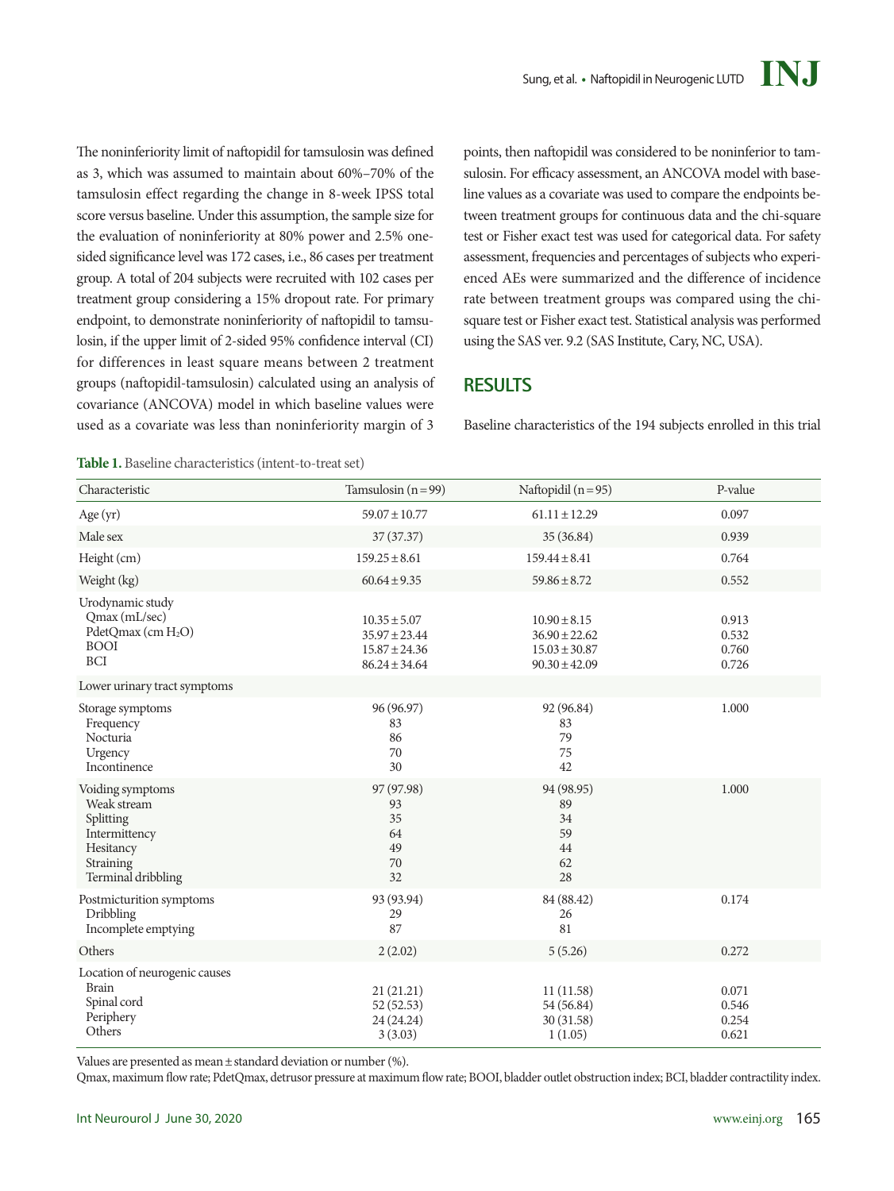The noninferiority limit of naftopidil for tamsulosin was defined as 3, which was assumed to maintain about 60%–70% of the tamsulosin effect regarding the change in 8-week IPSS total score versus baseline. Under this assumption, the sample size for the evaluation of noninferiority at 80% power and 2.5% one-sided significance level was 172 cases, i.e., 86 cases per treatment group. A total of 204 subjects were recruited with 102 cases per treatment group considering a 15% dropout rate. For primary endpoint, to demonstrate noninferiority of naftopidil to tamsulosin, if the upper limit of 2-sided 95% confidence interval (CI) for differences in least square means between 2 treatment groups (naftopidil-tamsulosin) calculated using an analysis of covariance (ANCOVA) model in which baseline values were used as a covariate was less than noninferiority margin of 3 points, then naftopidil was considered to be noninferior to tamsulosin. For efficacy assessment, an ANCOVA model with baseline values as a covariate was used to compare the endpoints between treatment groups for continuous data and the chi-square test or Fisher exact test was used for categorical data. For safety assessment, frequencies and percentages of subjects who experienced AEs were summarized and the difference of incidence rate between treatment groups was compared using the chi-square test or Fisher exact test. Statistical analysis was performed using the SAS ver. 9.2 (SAS Institute, Cary, NC, USA).

## RESULTS

Baseline characteristics of the 194 subjects enrolled in this trial

**Table 1.** Baseline characteristics (intent-to-treat set)

| Characteristic | Tamsulosin (n=99) | Naftopidil (n=95) | P-value |
|---|---|---|---|
| Age (yr) | 59.07±10.77 | 61.11±12.29 | 0.097 |
| Male sex | 37 (37.37) | 35 (36.84) | 0.939 |
| Height (cm) | 159.25±8.61 | 159.44±8.41 | 0.764 |
| Weight (kg) | 60.64±9.35 | 59.86±8.72 | 0.552 |
| Urodynamic study | | | |
| Qmax (mL/sec) | 10.35±5.07 | 10.90±8.15 | 0.913 |
| PdetQmax (cm $H_2O$) | 35.97±23.44 | 36.90±22.62 | 0.532 |
| BOOI | 15.87±24.36 | 15.03±30.87 | 0.760 |
| BCI | 86.24±34.64 | 90.30±42.09 | 0.726 |
| Lower urinary tract symptoms | | | |
| Storage symptoms | 96 (96.97) | 92 (96.84) | 1.000 |
| Frequency | 83 | 83 | |
| Nocturia | 86 | 79 | |
| Urgency | 70 | 75 | |
| Incontinence | 30 | 42 | |
| Voiding symptoms | 97 (97.98) | 94 (98.95) | 1.000 |
| Weak stream | 93 | 89 | |
| Splitting | 35 | 34 | |
| Intermittency | 64 | 59 | |
| Hesitancy | 49 | 44 | |
| Straining | 70 | 62 | |
| Terminal dribbling | 32 | 28 | |
| Postmicturition symptoms | 93 (93.94) | 84 (88.42) | 0.174 |
| Dribbling | 29 | 26 | |
| Incomplete emptying | 87 | 81 | |
| Others | 2 (2.02) | 5 (5.26) | 0.272 |
| Location of neurogenic causes | | | |
| Brain | 21 (21.21) | 11 (11.58) | 0.071 |
| Spinal cord | 52 (52.53) | 54 (56.84) | 0.546 |
| Periphery | 24 (24.24) | 30 (31.58) | 0.254 |
| Others | 3 (3.03) | 1 (1.05) | 0.621 |

Values are presented as mean±standard deviation or number (%).

Qmax, maximum flow rate; PdetQmax, detrusor pressure at maximum flow rate; BOOI, bladder outlet obstruction index; BCI, bladder contractility index.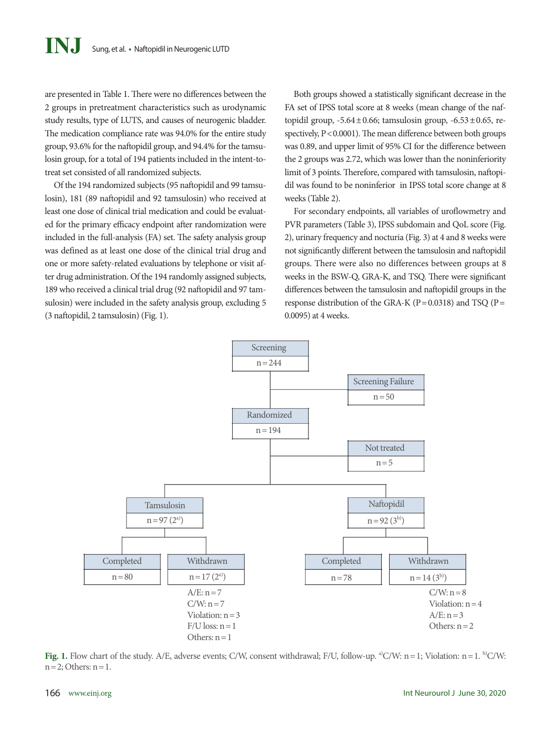are presented in Table 1. There were no differences between the 2 groups in pretreatment characteristics such as urodynamic study results, type of LUTS, and causes of neurogenic bladder. The medication compliance rate was 94.0% for the entire study group, 93.6% for the naftopidil group, and 94.4% for the tamsulosin group, for a total of 194 patients included in the intent-to-treat set consisted of all randomized subjects.

Of the 194 randomized subjects (95 naftopidil and 99 tamsulosin), 181 (89 naftopidil and 92 tamsulosin) who received at least one dose of clinical trial medication and could be evaluated for the primary efficacy endpoint after randomization were included in the full-analysis (FA) set. The safety analysis group was defined as at least one dose of the clinical trial drug and one or more safety-related evaluations by telephone or visit after drug administration. Of the 194 randomly assigned subjects, 189 who received a clinical trial drug (92 naftopidil and 97 tamsulosin) were included in the safety analysis group, excluding 5 (3 naftopidil, 2 tamsulosin) (Fig. 1).

Both groups showed a statistically significant decrease in the FA set of IPSS total score at 8 weeks (mean change of the naftopidil group, $-5.64 \pm 0.66$; tamsulosin group, $-6.53 \pm 0.65$, respectively, $P < 0.0001$). The mean difference between both groups was 0.89, and upper limit of 95% CI for the difference between the 2 groups was 2.72, which was lower than the noninferiority limit of 3 points. Therefore, compared with tamsulosin, naftopidil was found to be noninferior in IPSS total score change at 8 weeks (Table 2).

For secondary endpoints, all variables of uroflowmetry and PVR parameters (Table 3), IPSS subdomain and QoL score (Fig. 2), urinary frequency and nocturia (Fig. 3) at 4 and 8 weeks were not significantly different between the tamsulosin and naftopidil groups. There were also no differences between groups at 8 weeks in the BSW-Q, GRA-K, and TSQ. There were significant differences between the tamsulosin and naftopidil groups in the response distribution of the GRA-K ($P = 0.0318$) and TSQ ($P = 0.0095$) at 4 weeks.

Screening n = 244
Screening Failure n = 50
Randomized n = 194
Not treated n = 5
Tamsulosin n = 97 (2[a])
Naftopidil n = 92 (3[b])
Completed n = 80
Withdrawn n = 17 (2[a])
A/E: n = 7
C/W: n = 7
Violation: n = 3
F/U loss: n = 1
Others: n = 1
Completed n = 78
Withdrawn n = 14 (3[b])
C/W: n = 8
Violation: n = 4
A/E: n = 3
Others: n = 2

**Fig. 1.** Flow chart of the study. A/E, adverse events; C/W, consent withdrawal; F/U, follow-up. [a]C/W: n = 1; Violation: n = 1. [b]C/W: n = 2; Others: n = 1.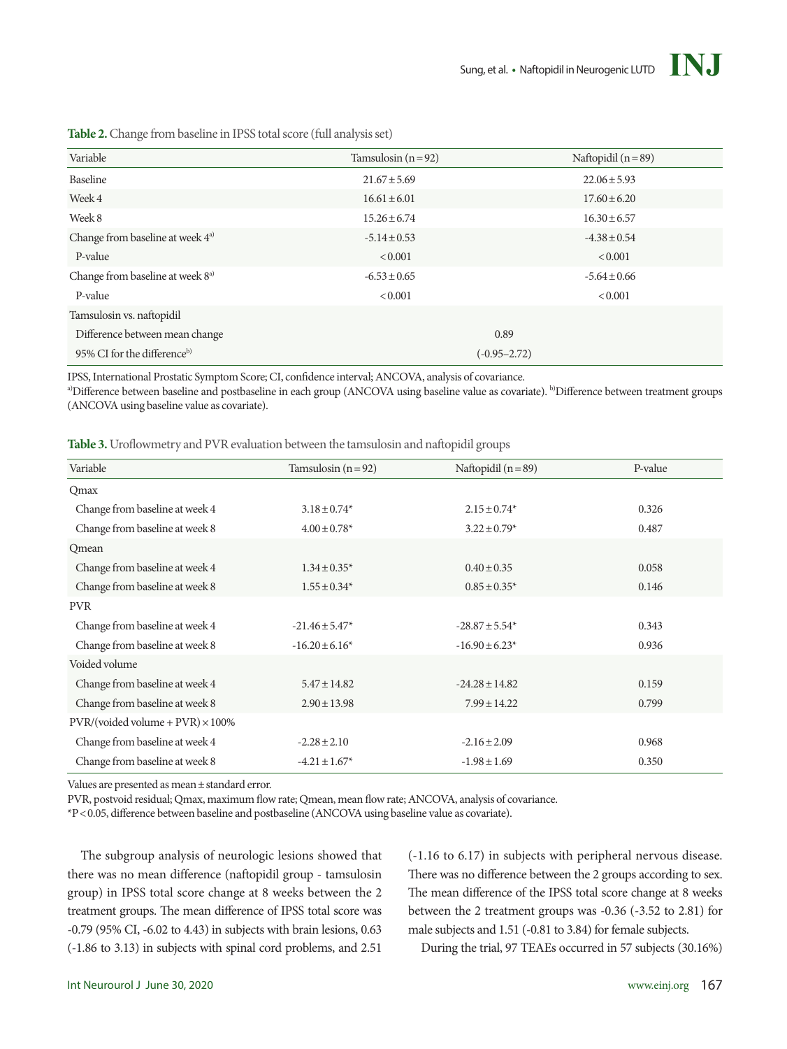**Table 2.** Change from baseline in IPSS total score (full analysis set)

| Variable | Tamsulosin (n = 92) | Naftopidil (n = 89) |
|---|---|---|
| Baseline | 21.67 ± 5.69 | 22.06 ± 5.93 |
| Week 4 | 16.61 ± 6.01 | 17.60 ± 6.20 |
| Week 8 | 15.26 ± 6.74 | 16.30 ± 6.57 |
| Change from baseline at week 4[a] | -5.14 ± 0.53 | -4.38 ± 0.54 |
| P-value | < 0.001 | < 0.001 |
| Change from baseline at week 8[a] | -6.53 ± 0.65 | -5.64 ± 0.66 |
| P-value | < 0.001 | < 0.001 |
| Tamsulosin vs. naftopidil | | |
| Difference between mean change | 0.89 | |
| 95% CI for the difference[b] | (-0.95–2.72) | |

IPSS, International Prostatic Symptom Score; CI, confidence interval; ANCOVA, analysis of covariance.
[a]Difference between baseline and postbaseline in each group (ANCOVA using baseline value as covariate). [b]Difference between treatment groups (ANCOVA using baseline value as covariate).

**Table 3.** Uroflowmetry and PVR evaluation between the tamsulosin and naftopidil groups

| Variable | Tamsulosin (n = 92) | Naftopidil (n = 89) | P-value |
|---|---|---|---|
| Qmax | | | |
| Change from baseline at week 4 | 3.18 ± 0.74* | 2.15 ± 0.74* | 0.326 |
| Change from baseline at week 8 | 4.00 ± 0.78* | 3.22 ± 0.79* | 0.487 |
| Qmean | | | |
| Change from baseline at week 4 | 1.34 ± 0.35* | 0.40 ± 0.35 | 0.058 |
| Change from baseline at week 8 | 1.55 ± 0.34* | 0.85 ± 0.35* | 0.146 |
| PVR | | | |
| Change from baseline at week 4 | -21.46 ± 5.47* | -28.87 ± 5.54* | 0.343 |
| Change from baseline at week 8 | -16.20 ± 6.16* | -16.90 ± 6.23* | 0.936 |
| Voided volume | | | |
| Change from baseline at week 4 | 5.47 ± 14.82 | -24.28 ± 14.82 | 0.159 |
| Change from baseline at week 8 | 2.90 ± 13.98 | 7.99 ± 14.22 | 0.799 |
| PVR/(voided volume + PVR) × 100% | | | |
| Change from baseline at week 4 | -2.28 ± 2.10 | -2.16 ± 2.09 | 0.968 |
| Change from baseline at week 8 | -4.21 ± 1.67* | -1.98 ± 1.69 | 0.350 |

Values are presented as mean ± standard error.
PVR, postvoid residual; Qmax, maximum flow rate; Qmean, mean flow rate; ANCOVA, analysis of covariance.
*P < 0.05, difference between baseline and postbaseline (ANCOVA using baseline value as covariate).

The subgroup analysis of neurologic lesions showed that there was no mean difference (naftopidil group - tamsulosin group) in IPSS total score change at 8 weeks between the 2 treatment groups. The mean difference of IPSS total score was -0.79 (95% CI, -6.02 to 4.43) in subjects with brain lesions, 0.63 (-1.86 to 3.13) in subjects with spinal cord problems, and 2.51 (-1.16 to 6.17) in subjects with peripheral nervous disease. There was no difference between the 2 groups according to sex. The mean difference of the IPSS total score change at 8 weeks between the 2 treatment groups was -0.36 (-3.52 to 2.81) for male subjects and 1.51 (-0.81 to 3.84) for female subjects.

During the trial, 97 TEAEs occurred in 57 subjects (30.16%)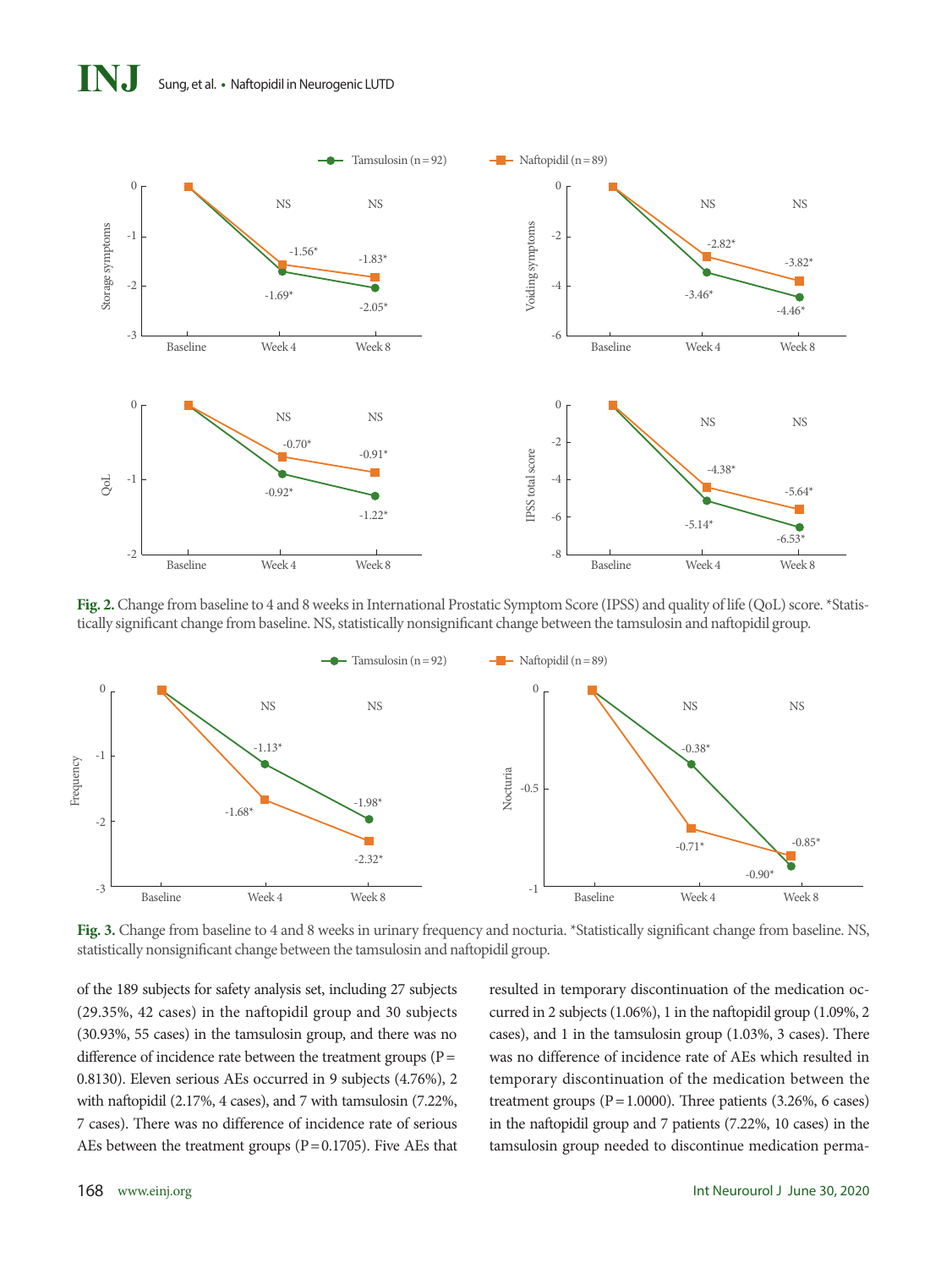**Fig. 2.** Change from baseline to 4 and 8 weeks in International Prostatic Symptom Score (IPSS) and quality of life (QoL) score. *Statistically significant change from baseline. NS, statistically nonsignificant change between the tamsulosin and naftopidil group.

**Fig. 3.** Change from baseline to 4 and 8 weeks in urinary frequency and nocturia. *Statistically significant change from baseline. NS, statistically nonsignificant change between the tamsulosin and naftopidil group.

of the 189 subjects for safety analysis set, including 27 subjects (29.35%, 42 cases) in the naftopidil group and 30 subjects (30.93%, 55 cases) in the tamsulosin group, and there was no difference of incidence rate between the treatment groups (P = 0.8130). Eleven serious AEs occurred in 9 subjects (4.76%), 2 with naftopidil (2.17%, 4 cases), and 7 with tamsulosin (7.22%, 7 cases). There was no difference of incidence rate of serious AEs between the treatment groups (P = 0.1705). Five AEs that resulted in temporary discontinuation of the medication occurred in 2 subjects (1.06%), 1 in the naftopidil group (1.09%, 2 cases), and 1 in the tamsulosin group (1.03%, 3 cases). There was no difference of incidence rate of AEs which resulted in temporary discontinuation of the medication between the treatment groups (P = 1.0000). Three patients (3.26%, 6 cases) in the naftopidil group and 7 patients (7.22%, 10 cases) in the tamsulosin group needed to discontinue medication perma-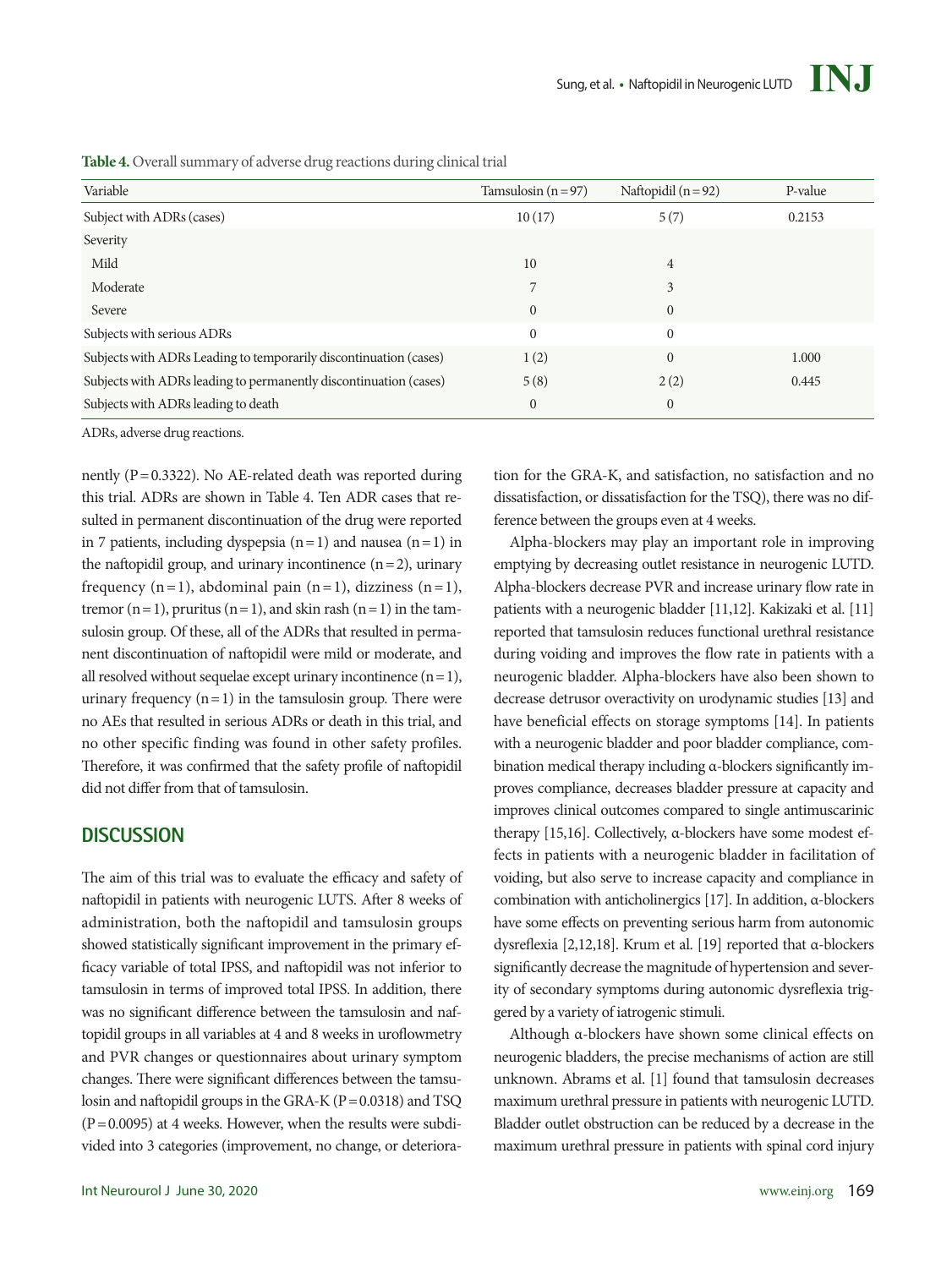**Table 4.** Overall summary of adverse drug reactions during clinical trial

| Variable | Tamsulosin (n = 97) | Naftopidil (n = 92) | P-value |
|---|---|---|---|
| Subject with ADRs (cases) | 10 (17) | 5 (7) | 0.2153 |
| Severity | | | |
| Mild | 10 | 4 | |
| Moderate | 7 | 3 | |
| Severe | 0 | 0 | |
| Subjects with serious ADRs | 0 | 0 | |
| Subjects with ADRs Leading to temporarily discontinuation (cases) | 1 (2) | 0 | 1.000 |
| Subjects with ADRs leading to permanently discontinuation (cases) | 5 (8) | 2 (2) | 0.445 |
| Subjects with ADRs leading to death | 0 | 0 | |

ADRs, adverse drug reactions.

nently (P = 0.3322). No AE-related death was reported during this trial. ADRs are shown in Table 4. Ten ADR cases that resulted in permanent discontinuation of the drug were reported in 7 patients, including dyspepsia (n = 1) and nausea (n = 1) in the naftopidil group, and urinary incontinence (n = 2), urinary frequency (n = 1), abdominal pain (n = 1), dizziness (n = 1), tremor (n = 1), pruritus (n = 1), and skin rash (n = 1) in the tamsulosin group. Of these, all of the ADRs that resulted in permanent discontinuation of naftopidil were mild or moderate, and all resolved without sequelae except urinary incontinence (n = 1), urinary frequency (n = 1) in the tamsulosin group. There were no AEs that resulted in serious ADRs or death in this trial, and no other specific finding was found in other safety profiles. Therefore, it was confirmed that the safety profile of naftopidil did not differ from that of tamsulosin.

## DISCUSSION

The aim of this trial was to evaluate the efficacy and safety of naftopidil in patients with neurogenic LUTS. After 8 weeks of administration, both the naftopidil and tamsulosin groups showed statistically significant improvement in the primary efficacy variable of total IPSS, and naftopidil was not inferior to tamsulosin in terms of improved total IPSS. In addition, there was no significant difference between the tamsulosin and naftopidil groups in all variables at 4 and 8 weeks in uroflowmetry and PVR changes or questionnaires about urinary symptom changes. There were significant differences between the tamsulosin and naftopidil groups in the GRA-K (P = 0.0318) and TSQ (P = 0.0095) at 4 weeks. However, when the results were subdivided into 3 categories (improvement, no change, or deterioration for the GRA-K, and satisfaction, no satisfaction and no dissatisfaction, or dissatisfaction for the TSQ), there was no difference between the groups even at 4 weeks.

Alpha-blockers may play an important role in improving emptying by decreasing outlet resistance in neurogenic LUTD. Alpha-blockers decrease PVR and increase urinary flow rate in patients with a neurogenic bladder [11,12]. Kakizaki et al. [11] reported that tamsulosin reduces functional urethral resistance during voiding and improves the flow rate in patients with a neurogenic bladder. Alpha-blockers have also been shown to decrease detrusor overactivity on urodynamic studies [13] and have beneficial effects on storage symptoms [14]. In patients with a neurogenic bladder and poor bladder compliance, combination medical therapy including α-blockers significantly improves compliance, decreases bladder pressure at capacity and improves clinical outcomes compared to single antimuscarinic therapy [15,16]. Collectively, α-blockers have some modest effects in patients with a neurogenic bladder in facilitation of voiding, but also serve to increase capacity and compliance in combination with anticholinergics [17]. In addition, α-blockers have some effects on preventing serious harm from autonomic dysreflexia [2,12,18]. Krum et al. [19] reported that α-blockers significantly decrease the magnitude of hypertension and severity of secondary symptoms during autonomic dysreflexia triggered by a variety of iatrogenic stimuli.

Although α-blockers have shown some clinical effects on neurogenic bladders, the precise mechanisms of action are still unknown. Abrams et al. [1] found that tamsulosin decreases maximum urethral pressure in patients with neurogenic LUTD. Bladder outlet obstruction can be reduced by a decrease in the maximum urethral pressure in patients with spinal cord injury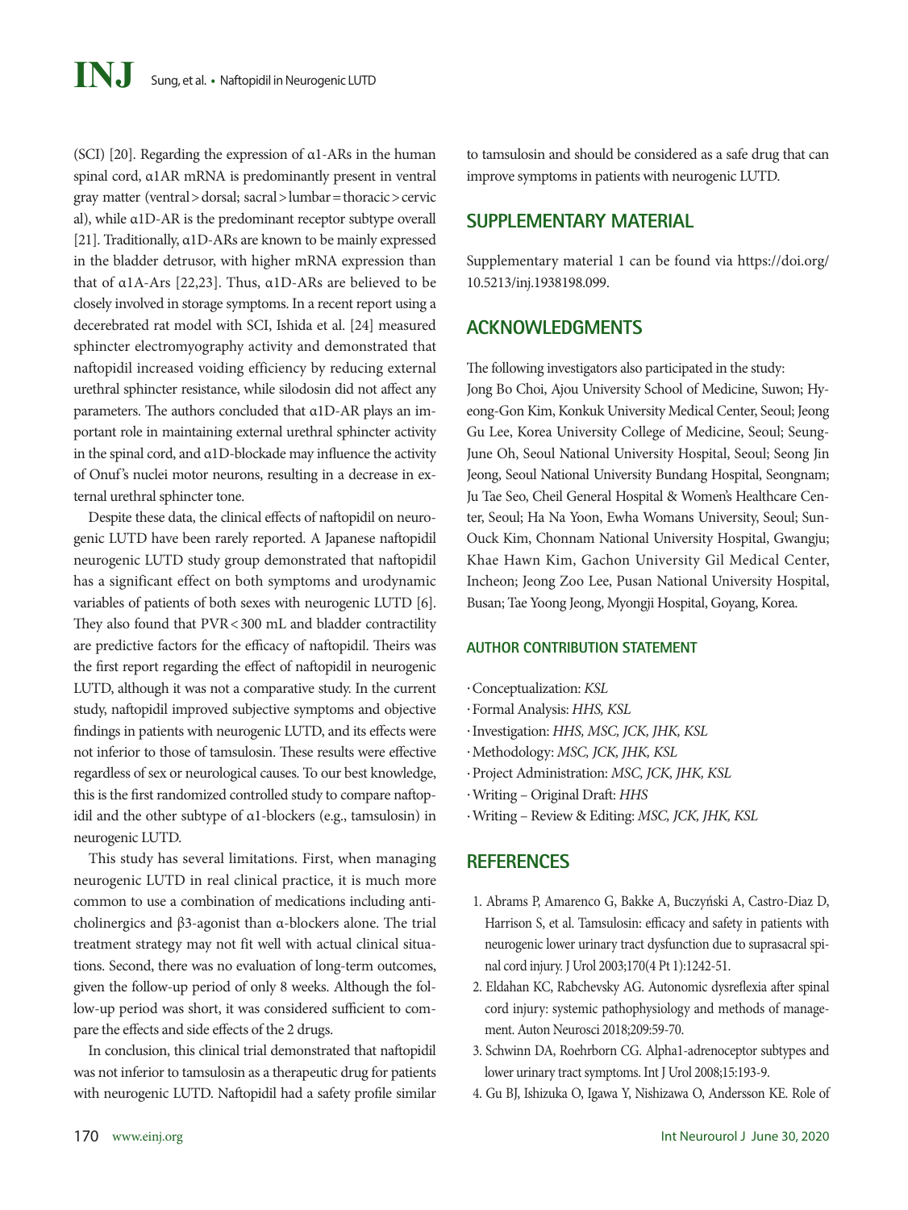(SCI) [20]. Regarding the expression of α1-ARs in the human spinal cord, α1AR mRNA is predominantly present in ventral gray matter (ventral > dorsal; sacral > lumbar = thoracic > cervical), while α1D-AR is the predominant receptor subtype overall [21]. Traditionally, α1D-ARs are known to be mainly expressed in the bladder detrusor, with higher mRNA expression than that of α1A-Ars [22,23]. Thus, α1D-ARs are believed to be closely involved in storage symptoms. In a recent report using a decerebrated rat model with SCI, Ishida et al. [24] measured sphincter electromyography activity and demonstrated that naftopidil increased voiding efficiency by reducing external urethral sphincter resistance, while silodosin did not affect any parameters. The authors concluded that α1D-AR plays an important role in maintaining external urethral sphincter activity in the spinal cord, and α1D-blockade may influence the activity of Onuf's nuclei motor neurons, resulting in a decrease in external urethral sphincter tone.

Despite these data, the clinical effects of naftopidil on neurogenic LUTD have been rarely reported. A Japanese naftopidil neurogenic LUTD study group demonstrated that naftopidil has a significant effect on both symptoms and urodynamic variables of patients of both sexes with neurogenic LUTD [6]. They also found that PVR < 300 mL and bladder contractility are predictive factors for the efficacy of naftopidil. Theirs was the first report regarding the effect of naftopidil in neurogenic LUTD, although it was not a comparative study. In the current study, naftopidil improved subjective symptoms and objective findings in patients with neurogenic LUTD, and its effects were not inferior to those of tamsulosin. These results were effective regardless of sex or neurological causes. To our best knowledge, this is the first randomized controlled study to compare naftopidil and the other subtype of α1-blockers (e.g., tamsulosin) in neurogenic LUTD.

This study has several limitations. First, when managing neurogenic LUTD in real clinical practice, it is much more common to use a combination of medications including anticholinergics and β3-agonist than α-blockers alone. The trial treatment strategy may not fit well with actual clinical situations. Second, there was no evaluation of long-term outcomes, given the follow-up period of only 8 weeks. Although the follow-up period was short, it was considered sufficient to compare the effects and side effects of the 2 drugs.

In conclusion, this clinical trial demonstrated that naftopidil was not inferior to tamsulosin as a therapeutic drug for patients with neurogenic LUTD. Naftopidil had a safety profile similar to tamsulosin and should be considered as a safe drug that can improve symptoms in patients with neurogenic LUTD.

## SUPPLEMENTARY MATERIAL

Supplementary material 1 can be found via https://doi.org/10.5213/inj.1938198.099.

## ACKNOWLEDGMENTS

The following investigators also participated in the study: Jong Bo Choi, Ajou University School of Medicine, Suwon; Hyeong-Gon Kim, Konkuk University Medical Center, Seoul; Jeong Gu Lee, Korea University College of Medicine, Seoul; Seung-June Oh, Seoul National University Hospital, Seoul; Seong Jin Jeong, Seoul National University Bundang Hospital, Seongnam; Ju Tae Seo, Cheil General Hospital & Women's Healthcare Center, Seoul; Ha Na Yoon, Ewha Womans University, Seoul; Sun-Ouck Kim, Chonnam National University Hospital, Gwangju; Khae Hawn Kim, Gachon University Gil Medical Center, Incheon; Jeong Zoo Lee, Pusan National University Hospital, Busan; Tae Yoong Jeong, Myongji Hospital, Goyang, Korea.

### AUTHOR CONTRIBUTION STATEMENT

- Conceptualization: *KSL*
- Formal Analysis: *HHS, KSL*
- Investigation: *HHS, MSC, JCK, JHK, KSL*
- Methodology: *MSC, JCK, JHK, KSL*
- Project Administration: *MSC, JCK, JHK, KSL*
- Writing – Original Draft: *HHS*
- Writing – Review & Editing: *MSC, JCK, JHK, KSL*

## REFERENCES

1. Abrams P, Amarenco G, Bakke A, Buczyński A, Castro-Diaz D, Harrison S, et al. Tamsulosin: efficacy and safety in patients with neurogenic lower urinary tract dysfunction due to suprasacral spinal cord injury. J Urol 2003;170(4 Pt 1):1242-51.
2. Eldahan KC, Rabchevsky AG. Autonomic dysreflexia after spinal cord injury: systemic pathophysiology and methods of management. Auton Neurosci 2018;209:59-70.
3. Schwinn DA, Roehrborn CG. Alpha1-adrenoceptor subtypes and lower urinary tract symptoms. Int J Urol 2008;15:193-9.
4. Gu BJ, Ishizuka O, Igawa Y, Nishizawa O, Andersson KE. Role of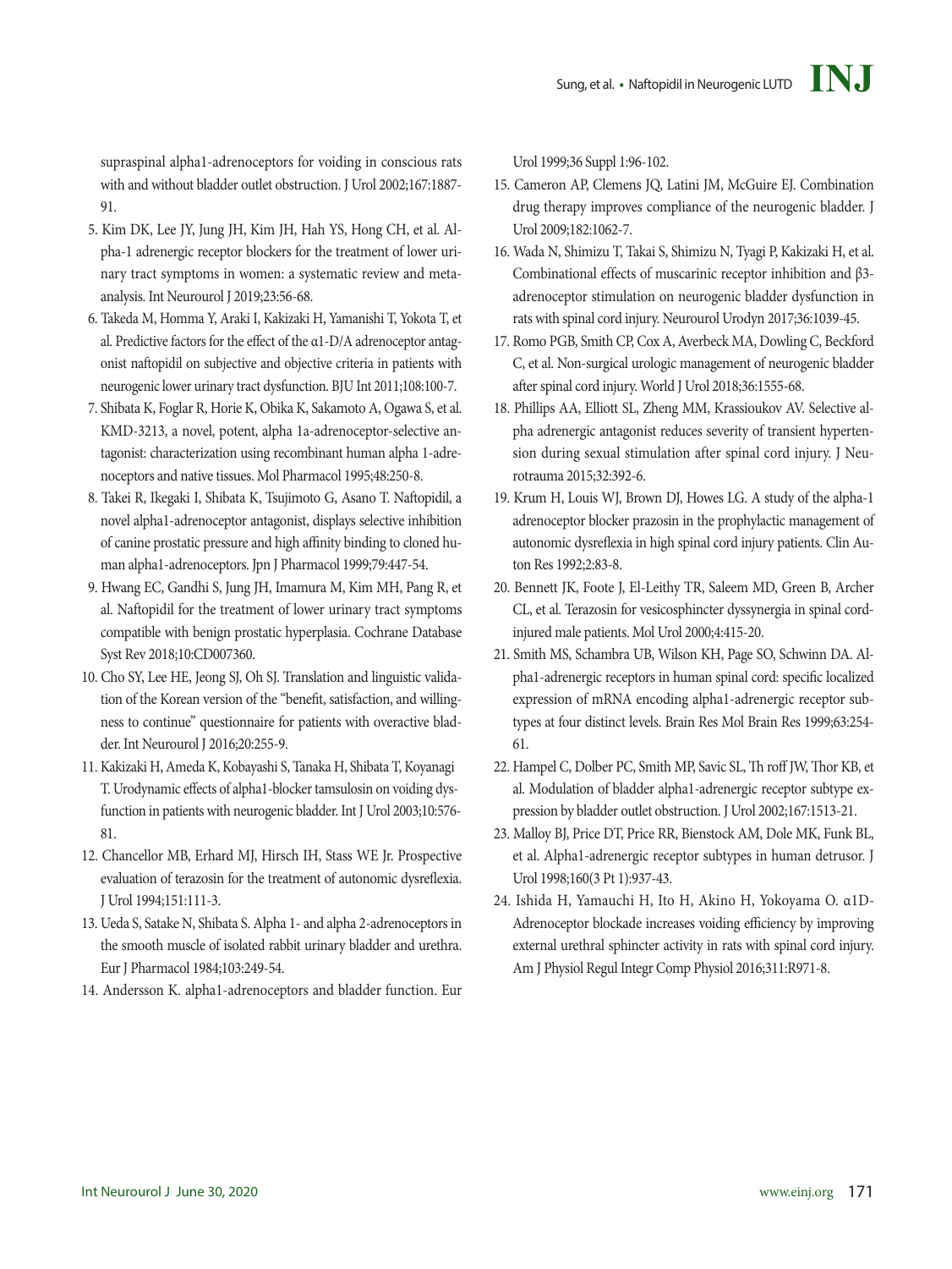supraspinal alpha1-adrenoceptors for voiding in conscious rats with and without bladder outlet obstruction. J Urol 2002;167:1887-91.

5. Kim DK, Lee JY, Jung JH, Kim JH, Hah YS, Hong CH, et al. Alpha-1 adrenergic receptor blockers for the treatment of lower urinary tract symptoms in women: a systematic review and meta-analysis. Int Neurourol J 2019;23:56-68.
6. Takeda M, Homma Y, Araki I, Kakizaki H, Yamanishi T, Yokota T, et al. Predictive factors for the effect of the α1-D/A adrenoceptor antagonist naftopidil on subjective and objective criteria in patients with neurogenic lower urinary tract dysfunction. BJU Int 2011;108:100-7.
7. Shibata K, Foglar R, Horie K, Obika K, Sakamoto A, Ogawa S, et al. KMD-3213, a novel, potent, alpha 1a-adrenoceptor-selective antagonist: characterization using recombinant human alpha 1-adrenoceptors and native tissues. Mol Pharmacol 1995;48:250-8.
8. Takei R, Ikegaki I, Shibata K, Tsujimoto G, Asano T. Naftopidil, a novel alpha1-adrenoceptor antagonist, displays selective inhibition of canine prostatic pressure and high affinity binding to cloned human alpha1-adrenoceptors. Jpn J Pharmacol 1999;79:447-54.
9. Hwang EC, Gandhi S, Jung JH, Imamura M, Kim MH, Pang R, et al. Naftopidil for the treatment of lower urinary tract symptoms compatible with benign prostatic hyperplasia. Cochrane Database Syst Rev 2018;10:CD007360.
10. Cho SY, Lee HE, Jeong SJ, Oh SJ. Translation and linguistic validation of the Korean version of the "benefit, satisfaction, and willingness to continue" questionnaire for patients with overactive bladder. Int Neurourol J 2016;20:255-9.
11. Kakizaki H, Ameda K, Kobayashi S, Tanaka H, Shibata T, Koyanagi T. Urodynamic effects of alpha1-blocker tamsulosin on voiding dysfunction in patients with neurogenic bladder. Int J Urol 2003;10:576-81.
12. Chancellor MB, Erhard MJ, Hirsch IH, Stass WE Jr. Prospective evaluation of terazosin for the treatment of autonomic dysreflexia. J Urol 1994;151:111-3.
13. Ueda S, Satake N, Shibata S. Alpha 1- and alpha 2-adrenoceptors in the smooth muscle of isolated rabbit urinary bladder and urethra. Eur J Pharmacol 1984;103:249-54.
14. Andersson K. alpha1-adrenoceptors and bladder function. Eur Urol 1999;36 Suppl 1:96-102.
15. Cameron AP, Clemens JQ, Latini JM, McGuire EJ. Combination drug therapy improves compliance of the neurogenic bladder. J Urol 2009;182:1062-7.
16. Wada N, Shimizu T, Takai S, Shimizu N, Tyagi P, Kakizaki H, et al. Combinational effects of muscarinic receptor inhibition and β3-adrenoceptor stimulation on neurogenic bladder dysfunction in rats with spinal cord injury. Neurourol Urodyn 2017;36:1039-45.
17. Romo PGB, Smith CP, Cox A, Averbeck MA, Dowling C, Beckford C, et al. Non-surgical urologic management of neurogenic bladder after spinal cord injury. World J Urol 2018;36:1555-68.
18. Phillips AA, Elliott SL, Zheng MM, Krassioukov AV. Selective alpha adrenergic antagonist reduces severity of transient hypertension during sexual stimulation after spinal cord injury. J Neurotrauma 2015;32:392-6.
19. Krum H, Louis WJ, Brown DJ, Howes LG. A study of the alpha-1 adrenoceptor blocker prazosin in the prophylactic management of autonomic dysreflexia in high spinal cord injury patients. Clin Auton Res 1992;2:83-8.
20. Bennett JK, Foote J, El-Leithy TR, Saleem MD, Green B, Archer CL, et al. Terazosin for vesicosphincter dyssynergia in spinal cord-injured male patients. Mol Urol 2000;4:415-20.
21. Smith MS, Schambra UB, Wilson KH, Page SO, Schwinn DA. Alpha1-adrenergic receptors in human spinal cord: specific localized expression of mRNA encoding alpha1-adrenergic receptor subtypes at four distinct levels. Brain Res Mol Brain Res 1999;63:254-61.
22. Hampel C, Dolber PC, Smith MP, Savic SL, Th roff JW, Thor KB, et al. Modulation of bladder alpha1-adrenergic receptor subtype expression by bladder outlet obstruction. J Urol 2002;167:1513-21.
23. Malloy BJ, Price DT, Price RR, Bienstock AM, Dole MK, Funk BL, et al. Alpha1-adrenergic receptor subtypes in human detrusor. J Urol 1998;160(3 Pt 1):937-43.
24. Ishida H, Yamauchi H, Ito H, Akino H, Yokoyama O. α1D-Adrenoceptor blockade increases voiding efficiency by improving external urethral sphincter activity in rats with spinal cord injury. Am J Physiol Regul Integr Comp Physiol 2016;311:R971-8.